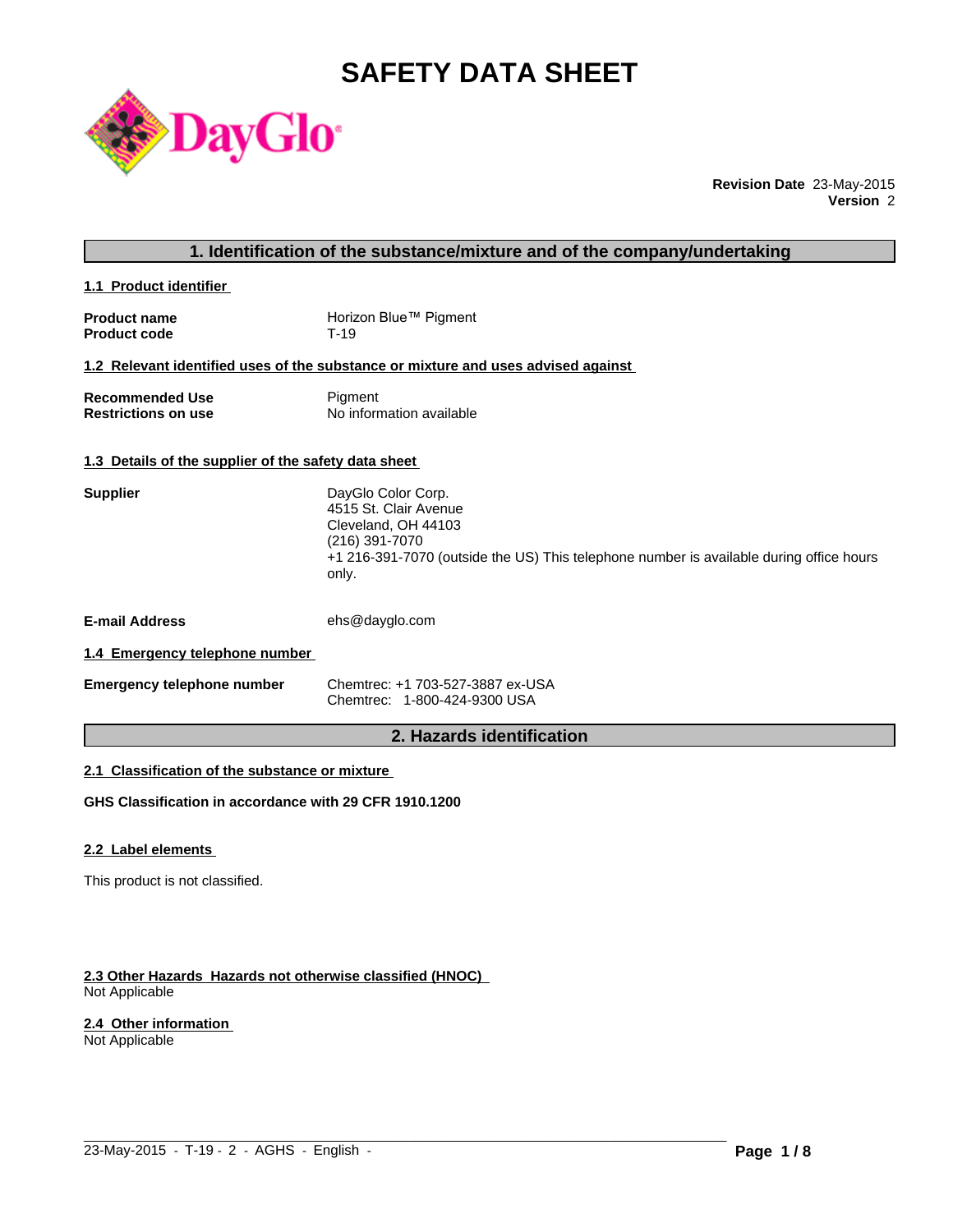# SAFETY DATA SHEET

**Revision Date** 23-May-2015
**Version** 2

## 1. Identification of the substance/mixture and of the company/undertaking

### 1.1 Product identifier

| | |
|---|---|
| **Product name** | Horizon Blue™ Pigment |
| **Product code** | T-19 |

### 1.2 Relevant identified uses of the substance or mixture and uses advised against

| | |
|---|---|
| **Recommended Use** | Pigment |
| **Restrictions on use** | No information available |

### 1.3 Details of the supplier of the safety data sheet

**Supplier**

DayGlo Color Corp.
4515 St. Clair Avenue
Cleveland, OH 44103
(216) 391-7070
+1 216-391-7070 (outside the US) This telephone number is available during office hours only.

**E-mail Address** ehs@dayglo.com

### 1.4 Emergency telephone number

**Emergency telephone number**

Chemtrec: +1 703-527-3887 ex-USA
Chemtrec: 1-800-424-9300 USA

## 2. Hazards identification

### 2.1 Classification of the substance or mixture

**GHS Classification in accordance with 29 CFR 1910.1200**

### 2.2 Label elements

This product is not classified.

### 2.3 Other Hazards Hazards not otherwise classified (HNOC)

Not Applicable

### 2.4 Other information

Not Applicable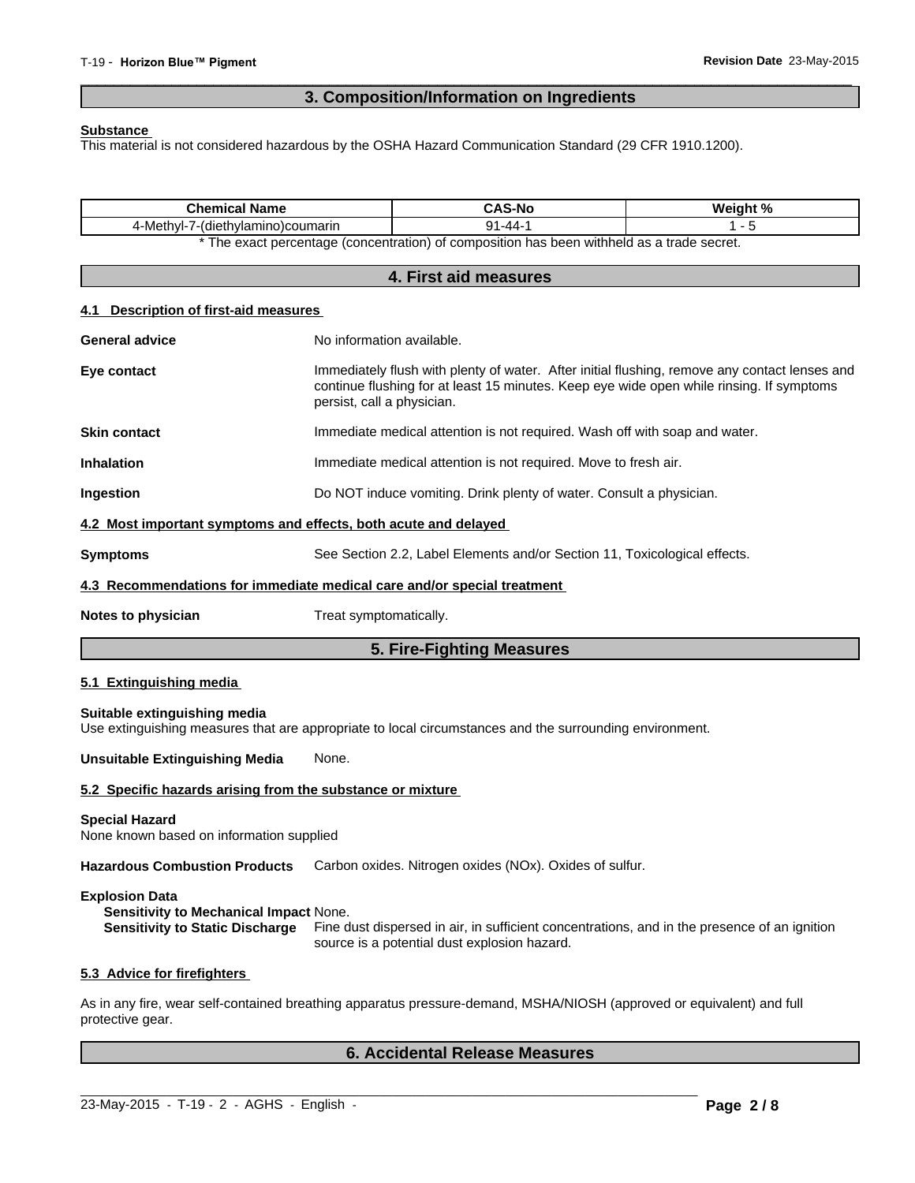## 3. Composition/Information on Ingredients

**Substance**

This material is not considered hazardous by the OSHA Hazard Communication Standard (29 CFR 1910.1200).

| Chemical Name | CAS-No | Weight % |
|---|---|---|
| 4-Methyl-7-(diethylamino)coumarin | 91-44-1 | 1 - 5 |

* The exact percentage (concentration) of composition has been withheld as a trade secret.

## 4. First aid measures

### 4.1 Description of first-aid measures

**General advice** No information available.

**Eye contact** Immediately flush with plenty of water. After initial flushing, remove any contact lenses and continue flushing for at least 15 minutes. Keep eye wide open while rinsing. If symptoms persist, call a physician.

**Skin contact** Immediate medical attention is not required. Wash off with soap and water.

**Inhalation** Immediate medical attention is not required. Move to fresh air.

**Ingestion** Do NOT induce vomiting. Drink plenty of water. Consult a physician.

### 4.2 Most important symptoms and effects, both acute and delayed

**Symptoms** See Section 2.2, Label Elements and/or Section 11, Toxicological effects.

### 4.3 Recommendations for immediate medical care and/or special treatment

**Notes to physician** Treat symptomatically.

## 5. Fire-Fighting Measures

### 5.1 Extinguishing media

**Suitable extinguishing media**

Use extinguishing measures that are appropriate to local circumstances and the surrounding environment.

**Unsuitable Extinguishing Media** None.

### 5.2 Specific hazards arising from the substance or mixture

**Special Hazard**

None known based on information supplied

**Hazardous Combustion Products** Carbon oxides. Nitrogen oxides (NOx). Oxides of sulfur.

**Explosion Data**

**Sensitivity to Mechanical Impact** None.

**Sensitivity to Static Discharge** Fine dust dispersed in air, in sufficient concentrations, and in the presence of an ignition source is a potential dust explosion hazard.

### 5.3 Advice for firefighters

As in any fire, wear self-contained breathing apparatus pressure-demand, MSHA/NIOSH (approved or equivalent) and full protective gear.

## 6. Accidental Release Measures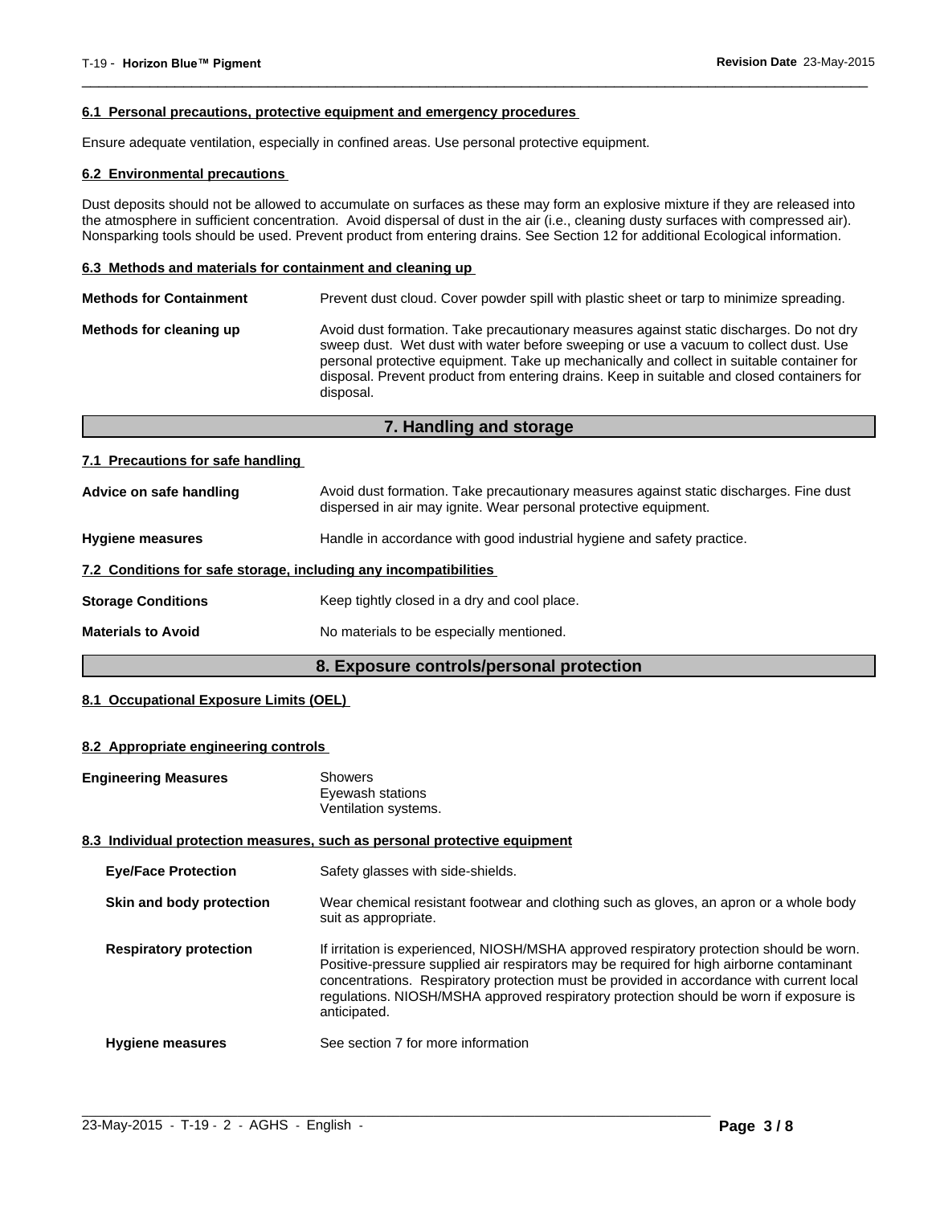#### 6.1 Personal precautions, protective equipment and emergency procedures

Ensure adequate ventilation, especially in confined areas. Use personal protective equipment.

#### 6.2 Environmental precautions

Dust deposits should not be allowed to accumulate on surfaces as these may form an explosive mixture if they are released into the atmosphere in sufficient concentration. Avoid dispersal of dust in the air (i.e., cleaning dusty surfaces with compressed air). Nonsparking tools should be used. Prevent product from entering drains. See Section 12 for additional Ecological information.

#### 6.3 Methods and materials for containment and cleaning up

**Methods for Containment** Prevent dust cloud. Cover powder spill with plastic sheet or tarp to minimize spreading.

**Methods for cleaning up** Avoid dust formation. Take precautionary measures against static discharges. Do not dry sweep dust. Wet dust with water before sweeping or use a vacuum to collect dust. Use personal protective equipment. Take up mechanically and collect in suitable container for disposal. Prevent product from entering drains. Keep in suitable and closed containers for disposal.

## 7. Handling and storage

#### 7.1 Precautions for safe handling

**Advice on safe handling** Avoid dust formation. Take precautionary measures against static discharges. Fine dust dispersed in air may ignite. Wear personal protective equipment.

**Hygiene measures** Handle in accordance with good industrial hygiene and safety practice.

#### 7.2 Conditions for safe storage, including any incompatibilities

**Storage Conditions** Keep tightly closed in a dry and cool place.

**Materials to Avoid** No materials to be especially mentioned.

## 8. Exposure controls/personal protection

#### 8.1 Occupational Exposure Limits (OEL)

#### 8.2 Appropriate engineering controls

**Engineering Measures** Showers
Eyewash stations
Ventilation systems.

#### 8.3 Individual protection measures, such as personal protective equipment

**Eye/Face Protection** Safety glasses with side-shields.

**Skin and body protection** Wear chemical resistant footwear and clothing such as gloves, an apron or a whole body suit as appropriate.

**Respiratory protection** If irritation is experienced, NIOSH/MSHA approved respiratory protection should be worn. Positive-pressure supplied air respirators may be required for high airborne contaminant concentrations. Respiratory protection must be provided in accordance with current local regulations. NIOSH/MSHA approved respiratory protection should be worn if exposure is anticipated.

**Hygiene measures** See section 7 for more information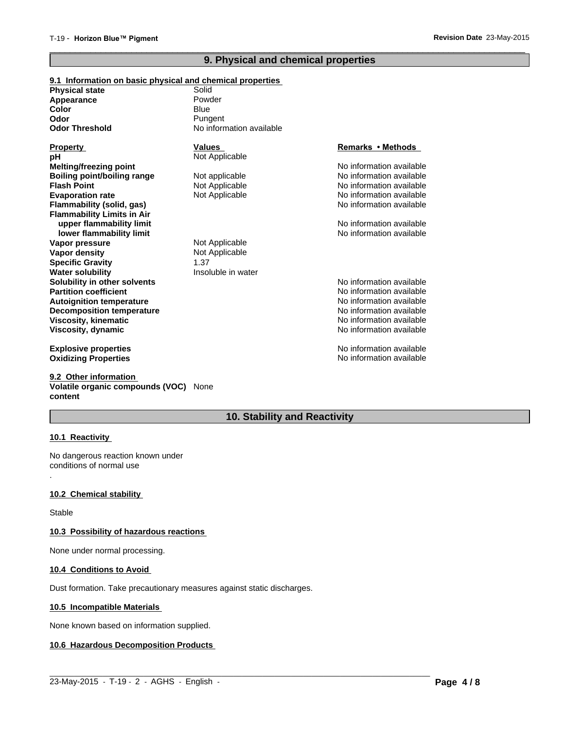## 9. Physical and chemical properties

### 9.1 Information on basic physical and chemical properties

| | |
|---|---|
| **Physical state** | Solid |
| **Appearance** | Powder |
| **Color** | Blue |
| **Odor** | Pungent |
| **Odor Threshold** | No information available |

| **Property** | **Values** | **Remarks • Methods** |
|---|---|---|
| **pH** | Not Applicable | |
| **Melting/freezing point** | | No information available |
| **Boiling point/boiling range** | Not applicable | No information available |
| **Flash Point** | Not Applicable | No information available |
| **Evaporation rate** | Not Applicable | No information available |
| **Flammability (solid, gas)** | | No information available |
| **Flammability Limits in Air** | | |
| **upper flammability limit** | | No information available |
| **lower flammability limit** | | No information available |
| **Vapor pressure** | Not Applicable | |
| **Vapor density** | Not Applicable | |
| **Specific Gravity** | 1.37 | |
| **Water solubility** | Insoluble in water | |
| **Solubility in other solvents** | | No information available |
| **Partition coefficient** | | No information available |
| **Autoignition temperature** | | No information available |
| **Decomposition temperature** | | No information available |
| **Viscosity, kinematic** | | No information available |
| **Viscosity, dynamic** | | No information available |
| **Explosive properties** | | No information available |
| **Oxidizing Properties** | | No information available |

### 9.2 Other information

**Volatile organic compounds (VOC) content** None

## 10. Stability and Reactivity

### 10.1 Reactivity

No dangerous reaction known under conditions of normal use

.

### 10.2 Chemical stability

Stable

### 10.3 Possibility of hazardous reactions

None under normal processing.

### 10.4 Conditions to Avoid

Dust formation. Take precautionary measures against static discharges.

### 10.5 Incompatible Materials

None known based on information supplied.

### 10.6 Hazardous Decomposition Products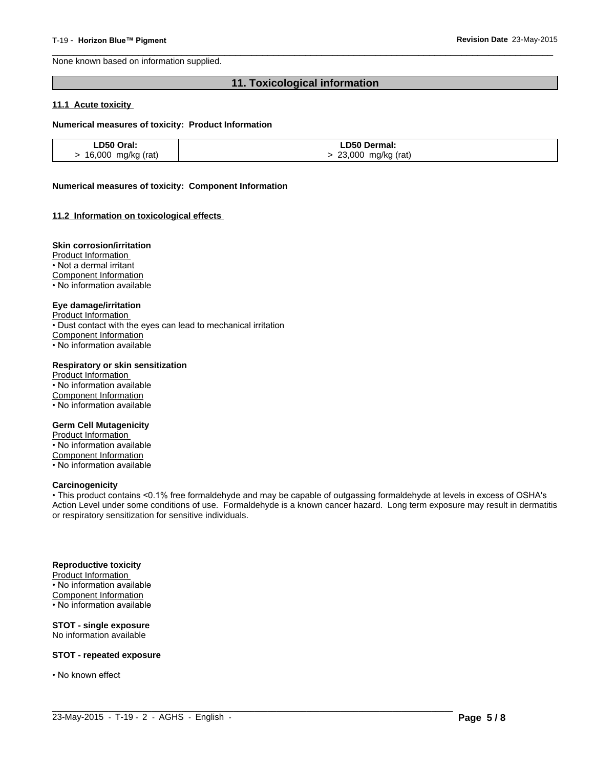None known based on information supplied.

## 11. Toxicological information

### 11.1 Acute toxicity

**Numerical measures of toxicity: Product Information**

| LD50 Oral: | LD50 Dermal: |
|---|---|
| > 16,000 mg/kg (rat) | > 23,000 mg/kg (rat) |

**Numerical measures of toxicity: Component Information**

### 11.2 Information on toxicological effects

**Skin corrosion/irritation**

Product Information

- Not a dermal irritant

Component Information

- No information available

**Eye damage/irritation**

Product Information

- Dust contact with the eyes can lead to mechanical irritation

Component Information

- No information available

**Respiratory or skin sensitization**

Product Information

- No information available

Component Information

- No information available

**Germ Cell Mutagenicity**

Product Information

- No information available

Component Information

- No information available

**Carcinogenicity**

- This product contains <0.1% free formaldehyde and may be capable of outgassing formaldehyde at levels in excess of OSHA's Action Level under some conditions of use. Formaldehyde is a known cancer hazard. Long term exposure may result in dermatitis or respiratory sensitization for sensitive individuals.

**Reproductive toxicity**

Product Information

- No information available

Component Information

- No information available

**STOT - single exposure**

No information available

**STOT - repeated exposure**

- No known effect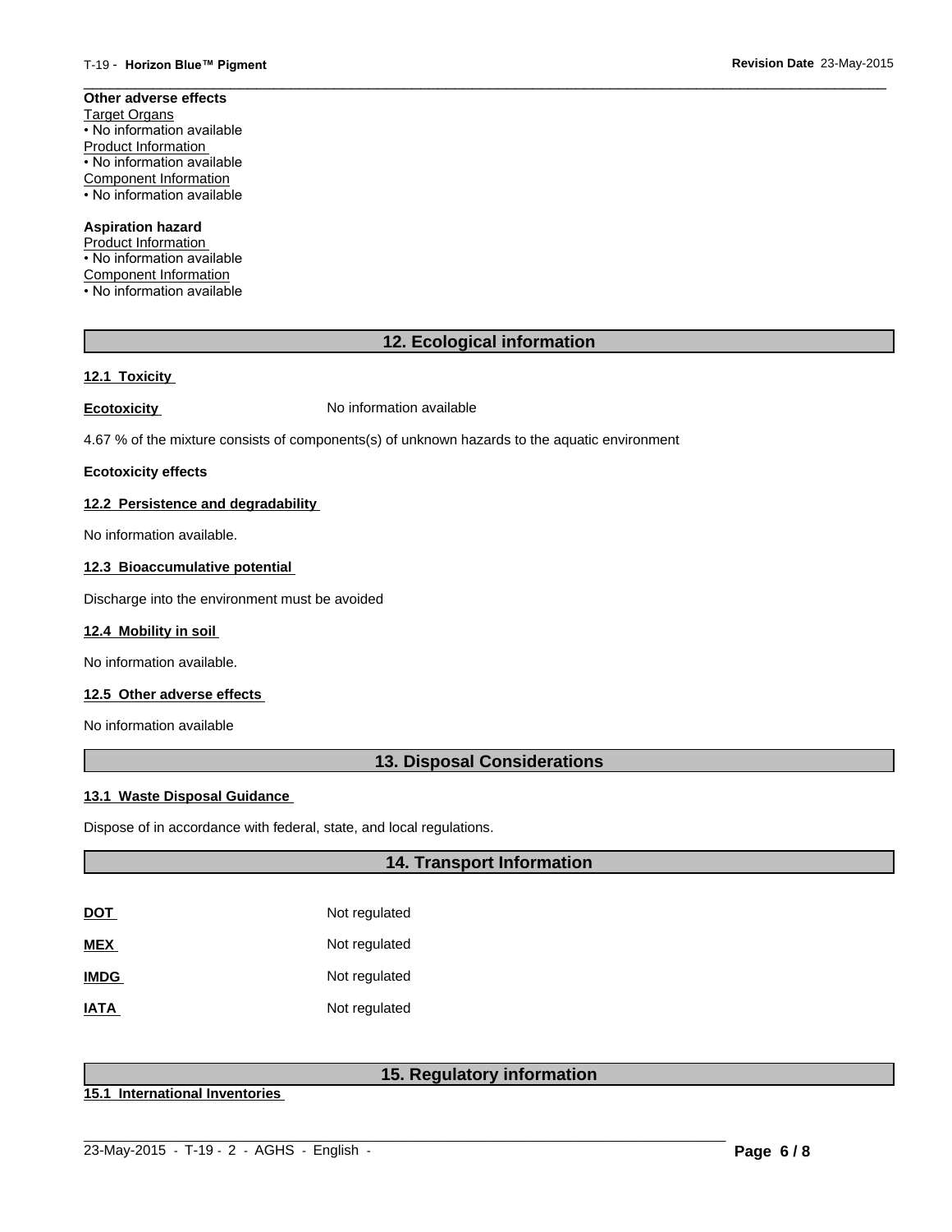**Other adverse effects**

Target Organs
• No information available

Product Information
• No information available

Component Information
• No information available

**Aspiration hazard**

Product Information
• No information available

Component Information
• No information available

## 12. Ecological information

### 12.1 Toxicity

**Ecotoxicity** No information available

4.67 % of the mixture consists of components(s) of unknown hazards to the aquatic environment

**Ecotoxicity effects**

### 12.2 Persistence and degradability

No information available.

### 12.3 Bioaccumulative potential

Discharge into the environment must be avoided

### 12.4 Mobility in soil

No information available.

### 12.5 Other adverse effects

No information available

## 13. Disposal Considerations

### 13.1 Waste Disposal Guidance

Dispose of in accordance with federal, state, and local regulations.

## 14. Transport Information

| | |
|---|---|
| **DOT** | Not regulated |
| **MEX** | Not regulated |
| **IMDG** | Not regulated |
| **IATA** | Not regulated |

## 15. Regulatory information

### 15.1 International Inventories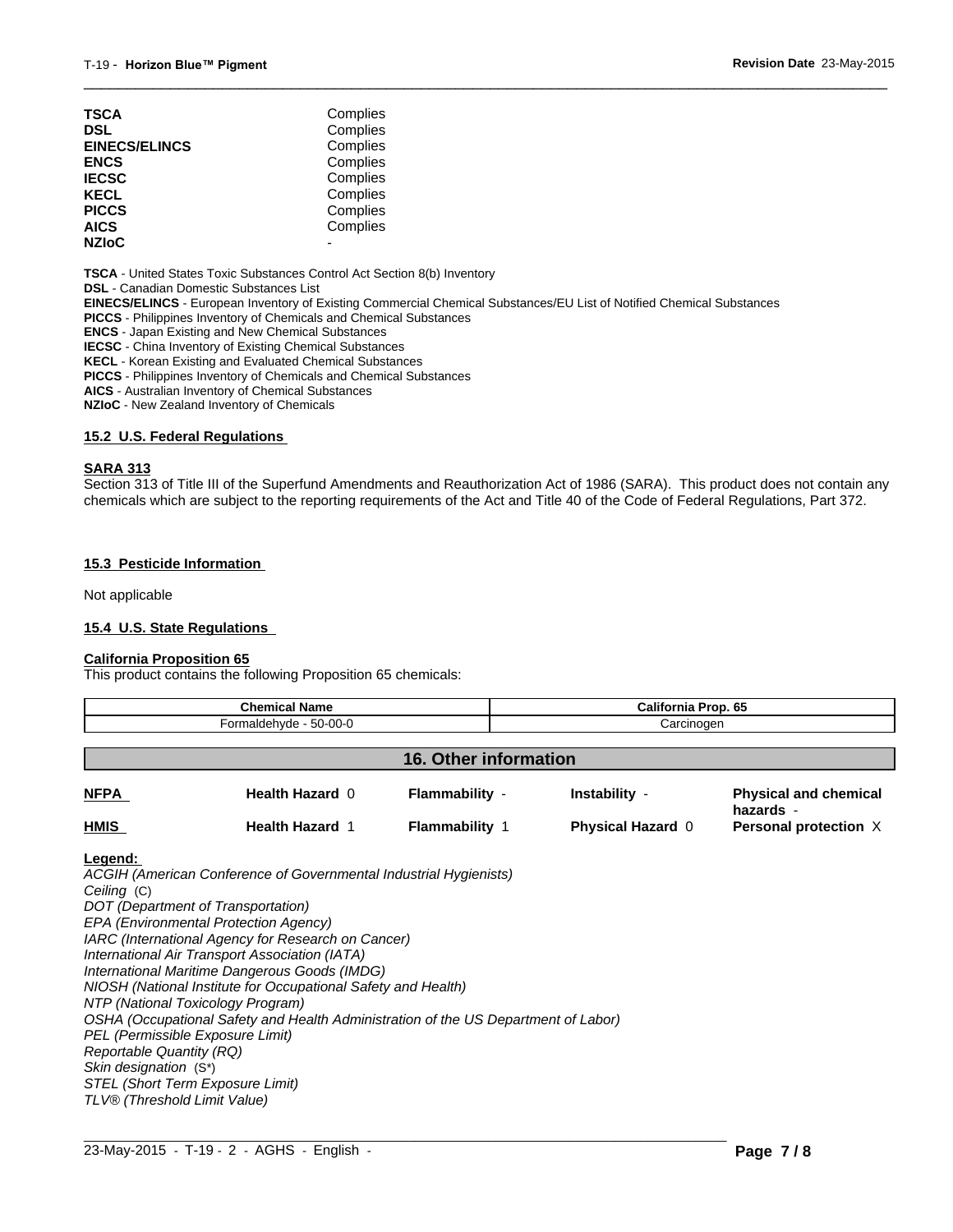| | |
|---|---|
| **TSCA** | Complies |
| **DSL** | Complies |
| **EINECS/ELINCS** | Complies |
| **ENCS** | Complies |
| **IECSC** | Complies |
| **KECL** | Complies |
| **PICCS** | Complies |
| **AICS** | Complies |
| **NZIoC** | - |

**TSCA** - United States Toxic Substances Control Act Section 8(b) Inventory
**DSL** - Canadian Domestic Substances List
**EINECS/ELINCS** - European Inventory of Existing Commercial Chemical Substances/EU List of Notified Chemical Substances
**PICCS** - Philippines Inventory of Chemicals and Chemical Substances
**ENCS** - Japan Existing and New Chemical Substances
**IECSC** - China Inventory of Existing Chemical Substances
**KECL** - Korean Existing and Evaluated Chemical Substances
**PICCS** - Philippines Inventory of Chemicals and Chemical Substances
**AICS** - Australian Inventory of Chemical Substances
**NZIoC** - New Zealand Inventory of Chemicals

### 15.2 U.S. Federal Regulations

**SARA 313**

Section 313 of Title III of the Superfund Amendments and Reauthorization Act of 1986 (SARA). This product does not contain any chemicals which are subject to the reporting requirements of the Act and Title 40 of the Code of Federal Regulations, Part 372.

### 15.3 Pesticide Information

Not applicable

### 15.4 U.S. State Regulations

**California Proposition 65**

This product contains the following Proposition 65 chemicals:

| Chemical Name | California Prop. 65 |
|---|---|
| Formaldehyde - 50-00-0 | Carcinogen |

## 16. Other information

| | | | | |
|---|---|---|---|---|
| **NFPA** | **Health Hazard** 0 | **Flammability** - | **Instability** - | **Physical and chemical hazards** - |
| **HMIS** | **Health Hazard** 1 | **Flammability** 1 | **Physical Hazard** 0 | **Personal protection** X |

**Legend:**

*ACGIH (American Conference of Governmental Industrial Hygienists)*
*Ceiling* (C)
*DOT (Department of Transportation)*
*EPA (Environmental Protection Agency)*
*IARC (International Agency for Research on Cancer)*
*International Air Transport Association (IATA)*
*International Maritime Dangerous Goods (IMDG)*
*NIOSH (National Institute for Occupational Safety and Health)*
*NTP (National Toxicology Program)*
*OSHA (Occupational Safety and Health Administration of the US Department of Labor)*
*PEL (Permissible Exposure Limit)*
*Reportable Quantity (RQ)*
*Skin designation* (S*)
*STEL (Short Term Exposure Limit)*
*TLV® (Threshold Limit Value)*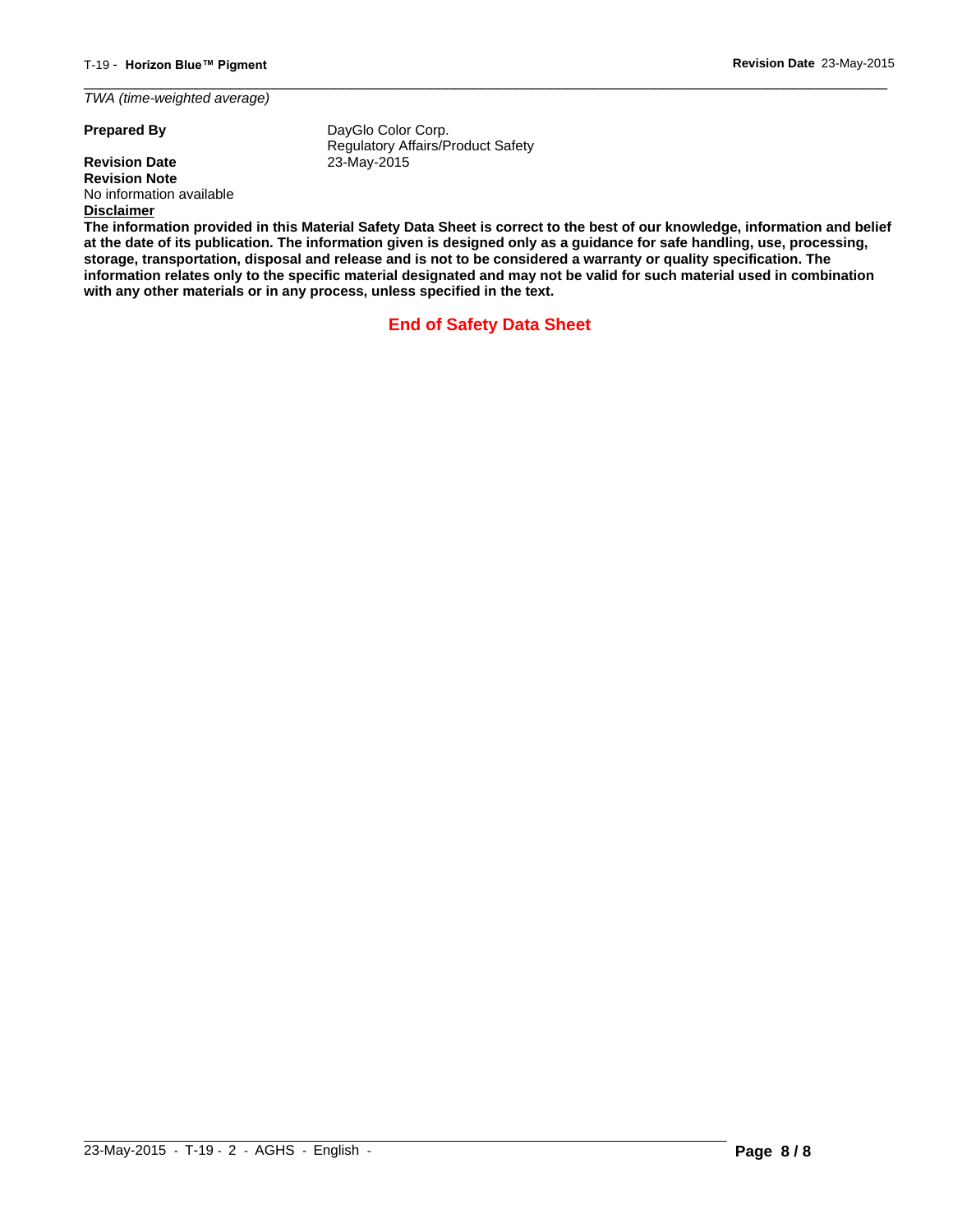*TWA (time-weighted average)*

**Prepared By** DayGlo Color Corp.
Regulatory Affairs/Product Safety

**Revision Date** 23-May-2015

**Revision Note**

No information available

**Disclaimer**

**The information provided in this Material Safety Data Sheet is correct to the best of our knowledge, information and belief at the date of its publication. The information given is designed only as a guidance for safe handling, use, processing, storage, transportation, disposal and release and is not to be considered a warranty or quality specification. The information relates only to the specific material designated and may not be valid for such material used in combination with any other materials or in any process, unless specified in the text.**

**End of Safety Data Sheet**